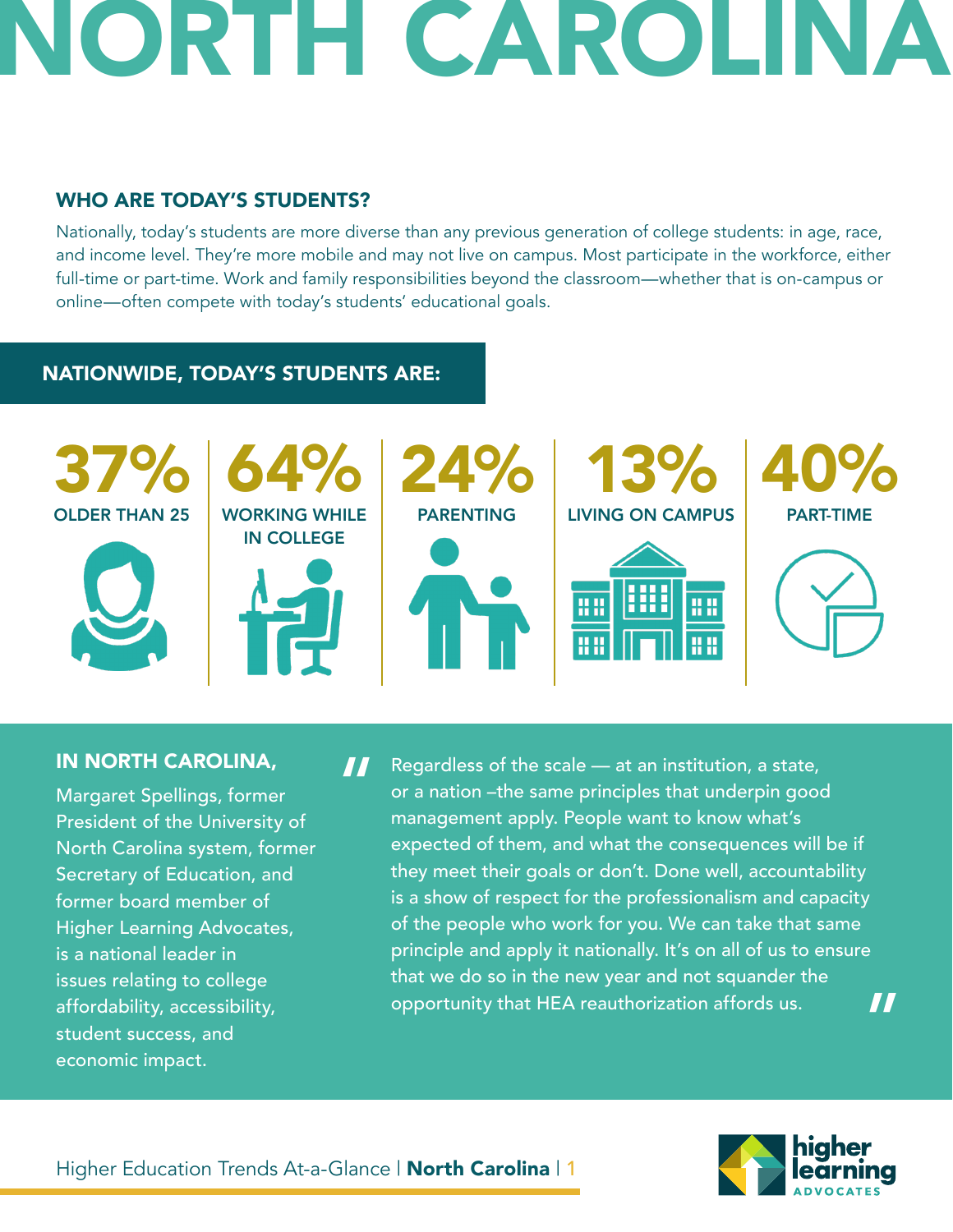# NORTH CAROLINA

## WHO ARE TODAY'S STUDENTS?

Nationally, today's students are more diverse than any previous generation of college students: in age, race, and income level. They're more mobile and may not live on campus. Most participate in the workforce, either full-time or part-time. Work and family responsibilities beyond the classroom—whether that is on-campus or online—often compete with today's students' educational goals.

### NATIONWIDE, TODAY'S STUDENTS ARE:

**37%** OLDER THAN 25

**64%** WORKING WHILE IN COLLEGE

**24%** PARENTING

**13%** LIVING ON CAMPUS

**40%** PART-TIME

### IN NORTH CAROLINA,

Margaret Spellings, former President of the University of North Carolina system, former Secretary of Education, and former board member of Higher Learning Advocates, is a national leader in issues relating to college affordability, accessibility, student success, and economic impact.

> "Regardless of the scale — at an institution, a state, or a nation –the same principles that underpin good management apply. People want to know what's expected of them, and what the consequences will be if they meet their goals or don't. Done well, accountability is a show of respect for the professionalism and capacity of the people who work for you. We can take that same principle and apply it nationally. It's on all of us to ensure that we do so in the new year and not squander the opportunity that HEA reauthorization affords us."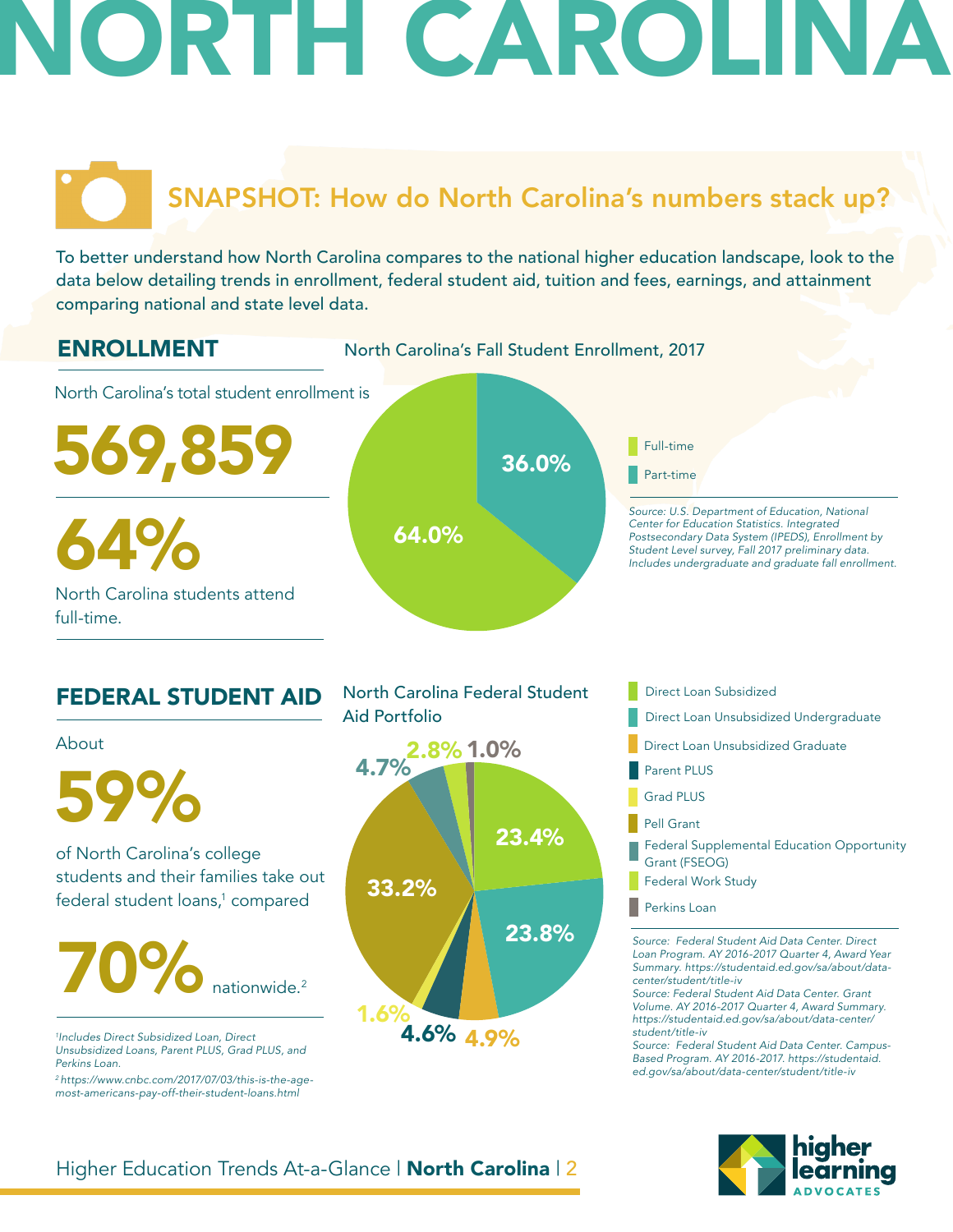# NORTH CAROLINA

## SNAPSHOT: How do North Carolina's numbers stack up?

To better understand how North Carolina compares to the national higher education landscape, look to the data below detailing trends in enrollment, federal student aid, tuition and fees, earnings, and attainment comparing national and state level data.

### ENROLLMENT

North Carolina's total student enrollment is

**569,859**

**64%**

North Carolina students attend full-time.

**North Carolina's Fall Student Enrollment, 2017**

| Category | Share |
| --- | --- |
| Full-time | 64.0% |
| Part-time | 36.0% |

*Source: U.S. Department of Education, National Center for Education Statistics. Integrated Postsecondary Data System (IPEDS), Enrollment by Student Level survey, Fall 2017 preliminary data. Includes undergraduate and graduate fall enrollment.*

### FEDERAL STUDENT AID

About

**59%**

of North Carolina's college students and their families take out federal student loans,[1] compared

**70%** nationwide.[2]

*[1]Includes Direct Subsidized Loan, Direct Unsubsidized Loans, Parent PLUS, Grad PLUS, and Perkins Loan.*

*[2] https://www.cnbc.com/2017/07/03/this-is-the-age-most-americans-pay-off-their-student-loans.html*

**North Carolina Federal Student Aid Portfolio**

| Category | Share |
| --- | --- |
| Direct Loan Subsidized | 23.4% |
| Direct Loan Unsubsidized Undergraduate | 23.8% |
| Direct Loan Unsubsidized Graduate | 4.9% |
| Parent PLUS | 4.6% |
| Grad PLUS | 1.6% |
| Pell Grant | 33.2% |
| Federal Supplemental Education Opportunity Grant (FSEOG) | 4.7% |
| Federal Work Study | 2.8% |
| Perkins Loan | 1.0% |

*Source: Federal Student Aid Data Center. Direct Loan Program. AY 2016-2017 Quarter 4, Award Year Summary. https://studentaid.ed.gov/sa/about/data-center/student/title-iv*

*Source: Federal Student Aid Data Center. Grant Volume. AY 2016-2017 Quarter 4, Award Summary. https://studentaid.ed.gov/sa/about/data-center/student/title-iv*

*Source: Federal Student Aid Data Center. Campus-Based Program. AY 2016-2017. https://studentaid.ed.gov/sa/about/data-center/student/title-iv*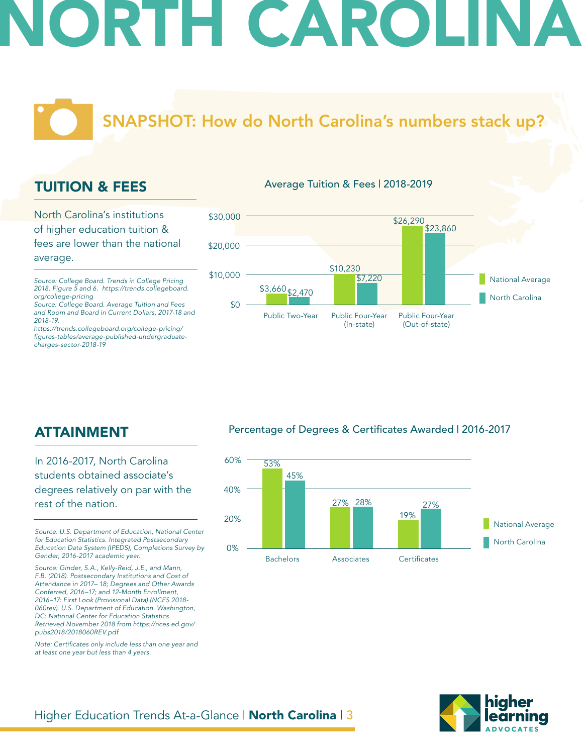# NORTH CAROLINA

## SNAPSHOT: How do North Carolina's numbers stack up?

### TUITION & FEES

North Carolina's institutions of higher education tuition & fees are lower than the national average.

*Source: College Board. Trends in College Pricing 2018. Figure 5 and 6. https://trends.collegeboard.org/college-pricing*
*Source: College Board. Average Tuition and Fees and Room and Board in Current Dollars, 2017-18 and 2018-19.*
*https://trends.collegeboard.org/college-pricing/figures-tables/average-published-undergraduate-charges-sector-2018-19*

**Average Tuition & Fees | 2018-2019**

| | National Average | North Carolina |
|---|---|---|
| Public Two-Year | $3,660 | $2,470 |
| Public Four-Year (In-state) | $10,230 | $7,220 |
| Public Four-Year (Out-of-state) | $26,290 | $23,860 |

### ATTAINMENT

In 2016-2017, North Carolina students obtained associate's degrees relatively on par with the rest of the nation.

*Source: U.S. Department of Education, National Center for Education Statistics. Integrated Postsecondary Education Data System (IPEDS), Completions Survey by Gender, 2016-2017 academic year.*

*Source: Ginder, S.A., Kelly-Reid, J.E., and Mann, F.B. (2018). Postsecondary Institutions and Cost of Attendance in 2017– 18; Degrees and Other Awards Conferred, 2016–17; and 12-Month Enrollment, 2016–17: First Look (Provisional Data) (NCES 2018-060rev). U.S. Department of Education. Washington, DC: National Center for Education Statistics. Retrieved November 2018 from https://nces.ed.gov/pubs2018/2018060REV.pdf*

*Note: Certificates only include less than one year and at least one year but less than 4 years.*

**Percentage of Degrees & Certificates Awarded | 2016-2017**

| | National Average | North Carolina |
|---|---|---|
| Bachelors | 53% | 45% |
| Associates | 27% | 28% |
| Certificates | 19% | 27% |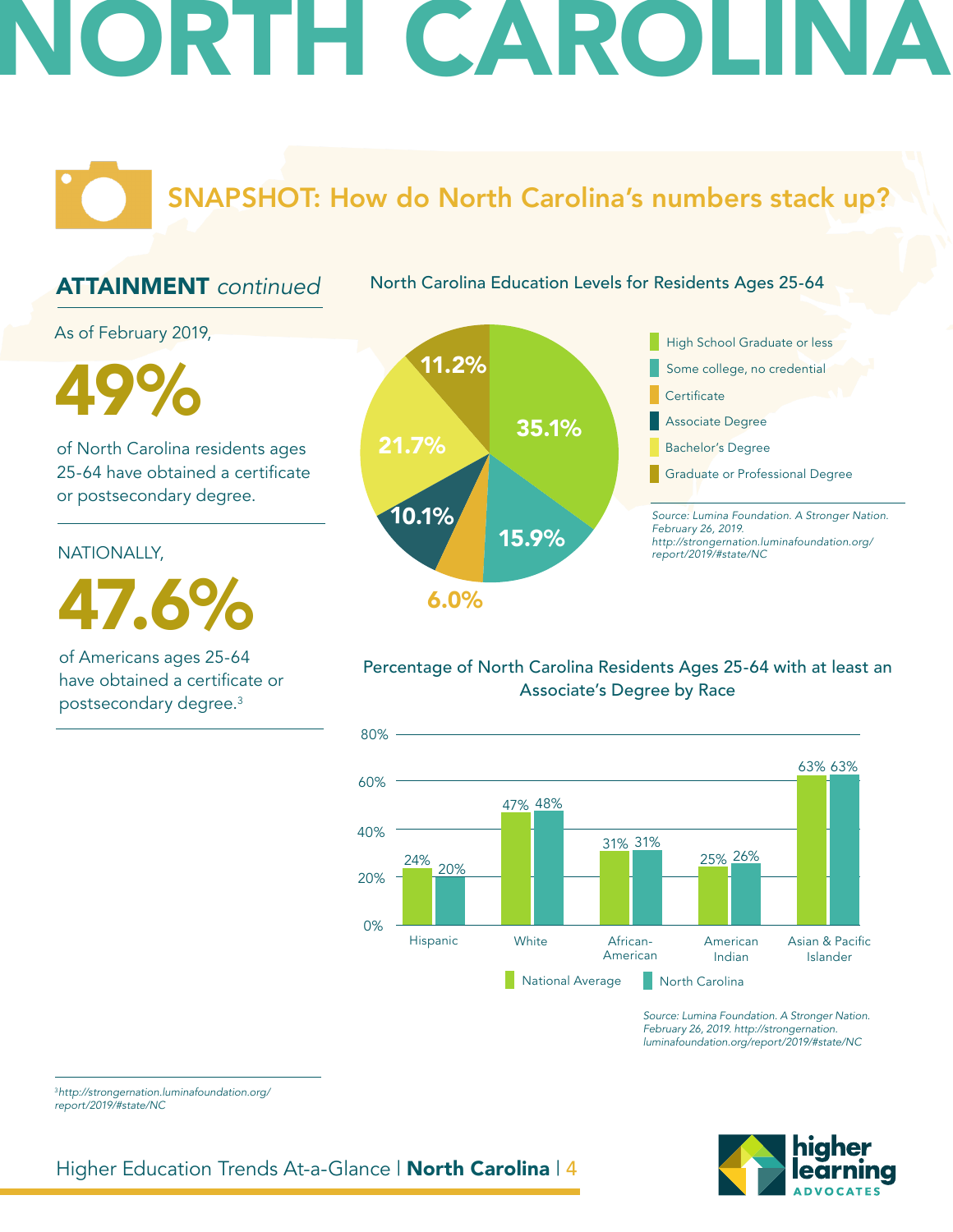# NORTH CAROLINA

## SNAPSHOT: How do North Carolina's numbers stack up?

### ATTAINMENT *continued*

As of February 2019,

**49%**

of North Carolina residents ages 25-64 have obtained a certificate or postsecondary degree.

NATIONALLY,

**47.6%**

of Americans ages 25-64 have obtained a certificate or postsecondary degree.[3]

**North Carolina Education Levels for Residents Ages 25-64**

| Education Level | Percentage |
|---|---|
| High School Graduate or less | 35.1% |
| Some college, no credential | 15.9% |
| Certificate | 6.0% |
| Associate Degree | 10.1% |
| Bachelor's Degree | 21.7% |
| Graduate or Professional Degree | 11.2% |

*Source: Lumina Foundation. A Stronger Nation. February 26, 2019. http://strongernation.luminafoundation.org/report/2019/#state/NC*

**Percentage of North Carolina Residents Ages 25-64 with at least an Associate's Degree by Race**

| Race | National Average | North Carolina |
|---|---|---|
| Hispanic | 24% | 20% |
| White | 47% | 48% |
| African-American | 31% | 31% |
| American Indian | 25% | 26% |
| Asian & Pacific Islander | 63% | 63% |

*Source: Lumina Foundation. A Stronger Nation. February 26, 2019. http://strongernation.luminafoundation.org/report/2019/#state/NC*

[3] *http://strongernation.luminafoundation.org/report/2019/#state/NC*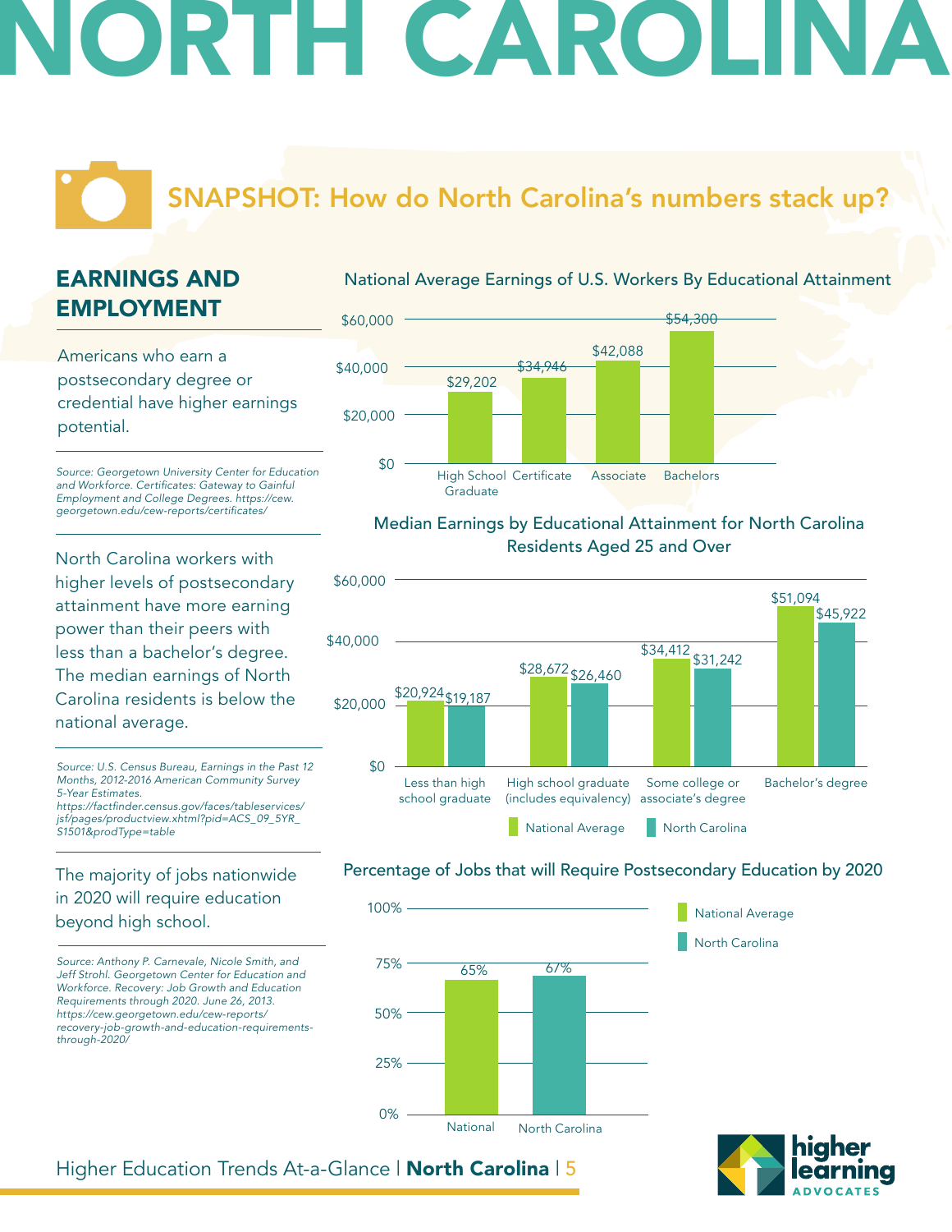# NORTH CAROLINA

## SNAPSHOT: How do North Carolina's numbers stack up?

### EARNINGS AND EMPLOYMENT

Americans who earn a postsecondary degree or credential have higher earnings potential.

*Source: Georgetown University Center for Education and Workforce. Certificates: Gateway to Gainful Employment and College Degrees. https://cew.georgetown.edu/cew-reports/certificates/*

**National Average Earnings of U.S. Workers By Educational Attainment**

| Educational Attainment | Earnings |
|---|---|
| High School Graduate | $29,202 |
| Certificate | $34,946 |
| Associate | $42,088 |
| Bachelors | $54,300 |

North Carolina workers with higher levels of postsecondary attainment have more earning power than their peers with less than a bachelor's degree. The median earnings of North Carolina residents is below the national average.

*Source: U.S. Census Bureau, Earnings in the Past 12 Months, 2012-2016 American Community Survey 5-Year Estimates. https://factfinder.census.gov/faces/tableservices/jsf/pages/productview.xhtml?pid=ACS_09_5YR_S1501&prodType=table*

**Median Earnings by Educational Attainment for North Carolina Residents Aged 25 and Over**

| Educational Attainment | National Average | North Carolina |
|---|---|---|
| Less than high school graduate | $20,924 | $19,187 |
| High school graduate (includes equivalency) | $28,672 | $26,460 |
| Some college or associate's degree | $34,412 | $31,242 |
| Bachelor's degree | $51,094 | $45,922 |

The majority of jobs nationwide in 2020 will require education beyond high school.

*Source: Anthony P. Carnevale, Nicole Smith, and Jeff Strohl. Georgetown Center for Education and Workforce. Recovery: Job Growth and Education Requirements through 2020. June 26, 2013. https://cew.georgetown.edu/cew-reports/recovery-job-growth-and-education-requirements-through-2020/*

**Percentage of Jobs that will Require Postsecondary Education by 2020**

| | Percentage |
|---|---|
| National | 65% |
| North Carolina | 67% |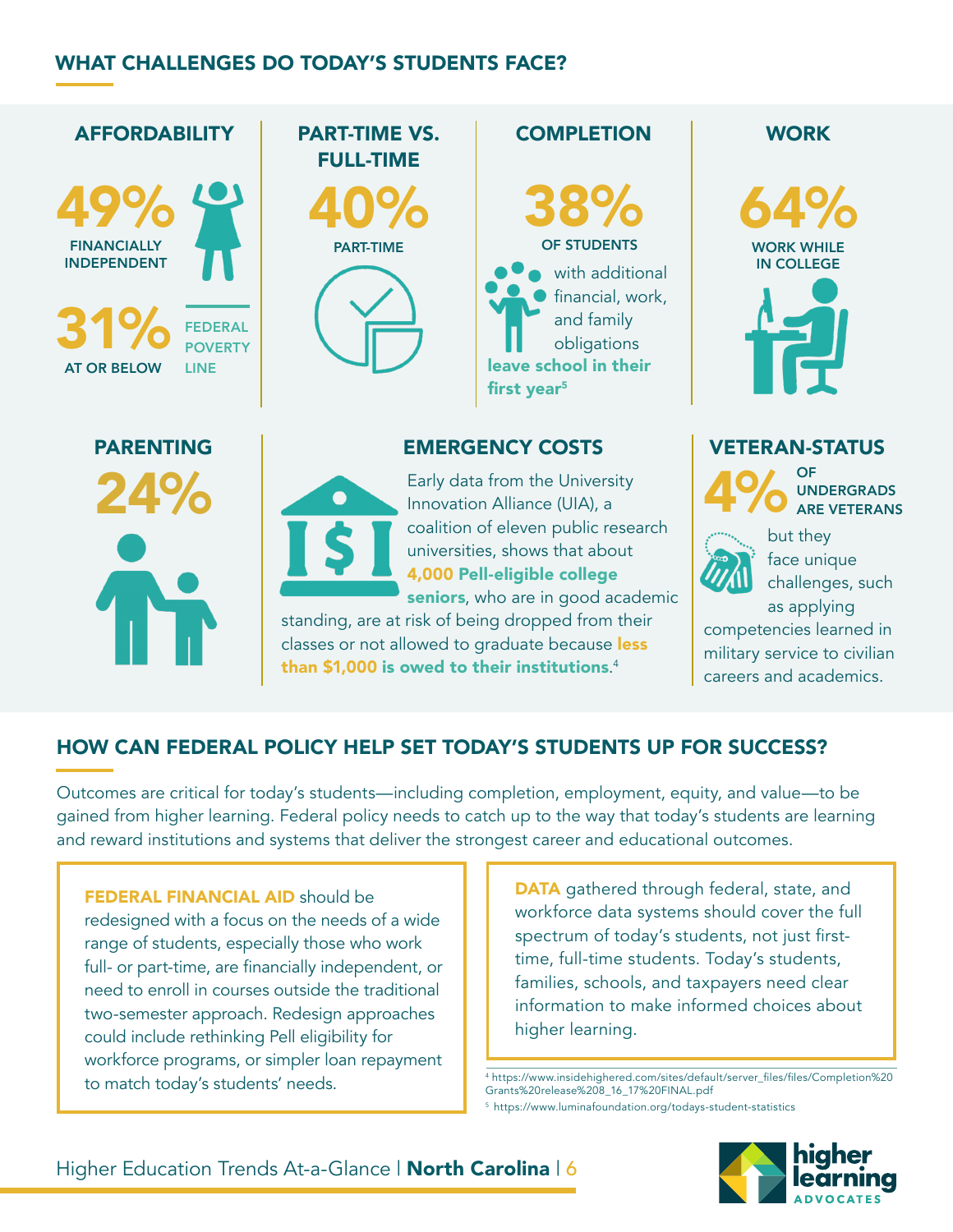## WHAT CHALLENGES DO TODAY'S STUDENTS FACE?

### AFFORDABILITY

**49%** FINANCIALLY INDEPENDENT

**31%** AT OR BELOW FEDERAL POVERTY LINE

### PART-TIME VS. FULL-TIME

**40%** PART-TIME

### COMPLETION

**38%** OF STUDENTS with additional financial, work, and family obligations **leave school in their first year**[5]

### WORK

**64%** WORK WHILE IN COLLEGE

### PARENTING

**24%**

### EMERGENCY COSTS

Early data from the University Innovation Alliance (UIA), a coalition of eleven public research universities, shows that about **4,000 Pell-eligible college seniors**, who are in good academic standing, are at risk of being dropped from their classes or not allowed to graduate because **less than $1,000 is owed to their institutions.**[4]

### VETERAN-STATUS

**4%** OF UNDERGRADS ARE VETERANS but they face unique challenges, such as applying competencies learned in military service to civilian careers and academics.

## HOW CAN FEDERAL POLICY HELP SET TODAY'S STUDENTS UP FOR SUCCESS?

Outcomes are critical for today's students—including completion, employment, equity, and value—to be gained from higher learning. Federal policy needs to catch up to the way that today's students are learning and reward institutions and systems that deliver the strongest career and educational outcomes.

**FEDERAL FINANCIAL AID** should be redesigned with a focus on the needs of a wide range of students, especially those who work full- or part-time, are financially independent, or need to enroll in courses outside the traditional two-semester approach. Redesign approaches could include rethinking Pell eligibility for workforce programs, or simpler loan repayment to match today's students' needs.

**DATA** gathered through federal, state, and workforce data systems should cover the full spectrum of today's students, not just first-time, full-time students. Today's students, families, schools, and taxpayers need clear information to make informed choices about higher learning.

[4] https://www.insidehighered.com/sites/default/server_files/files/Completion%20Grants%20release%208_16_17%20FINAL.pdf

[5] https://www.luminafoundation.org/todays-student-statistics